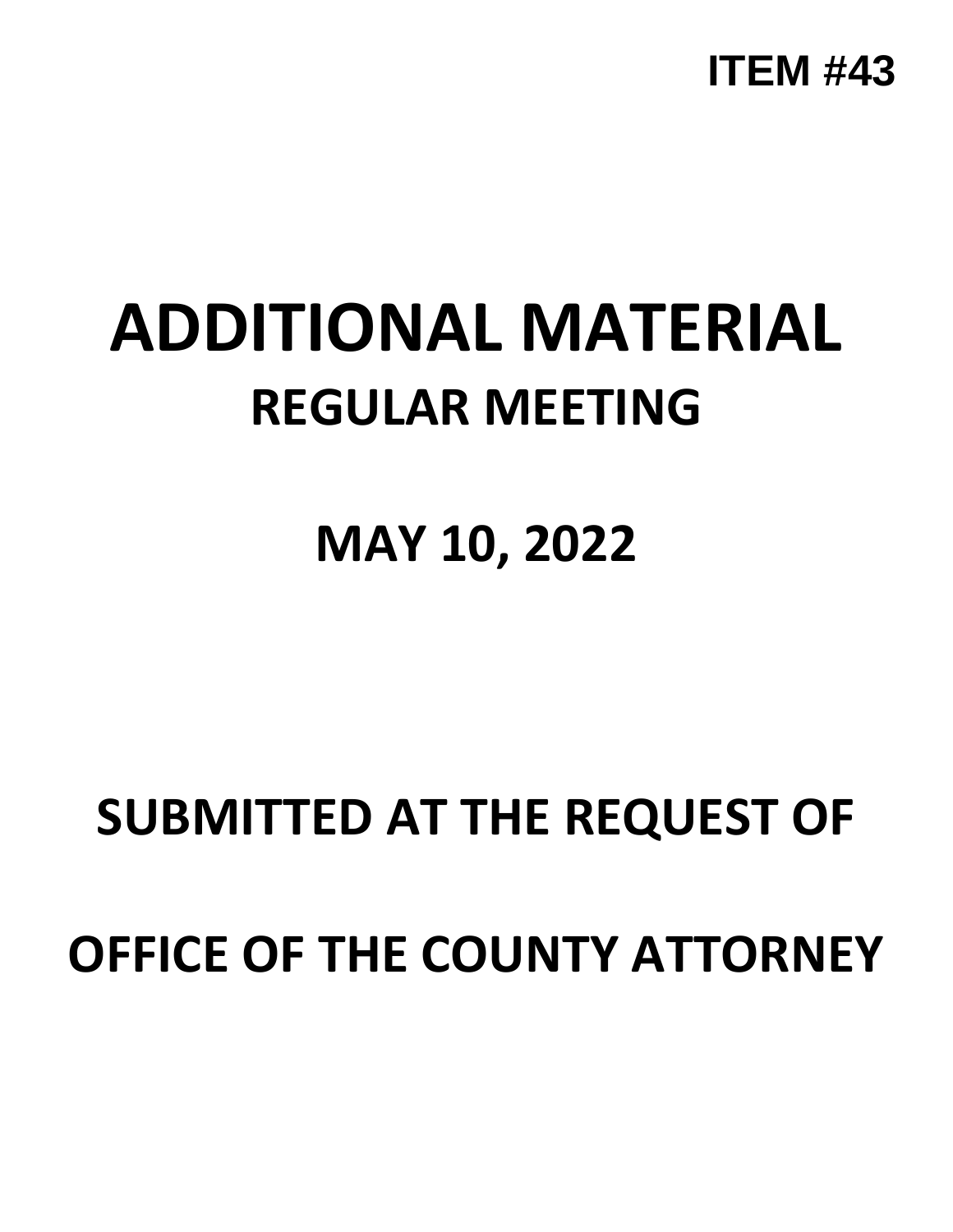ITEM #43

# ADDITIONAL MATERIAL

## REGULAR MEETING

## MAY 10, 2022

## SUBMITTED AT THE REQUEST OF

## OFFICE OF THE COUNTY ATTORNEY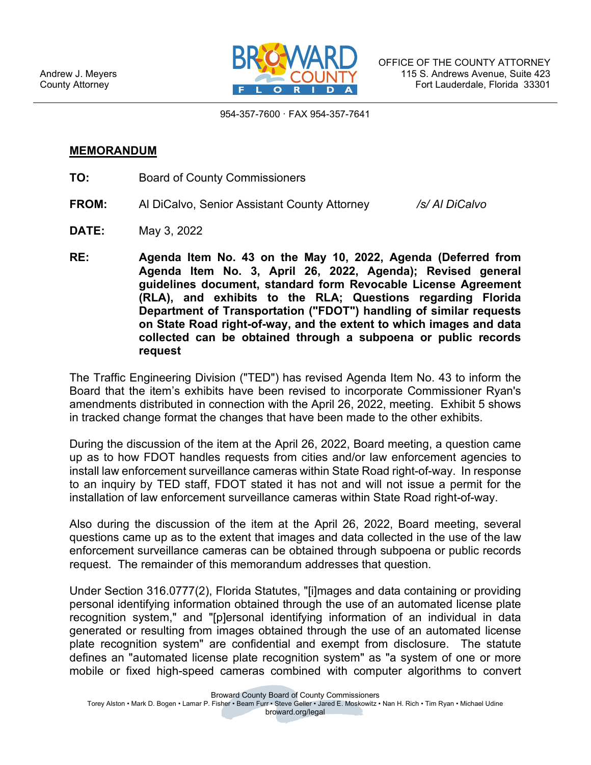Andrew J. Meyers
County Attorney

OFFICE OF THE COUNTY ATTORNEY
115 S. Andrews Avenue, Suite 423
Fort Lauderdale, Florida 33301

954-357-7600 · FAX 954-357-7641

**MEMORANDUM**

**TO:** Board of County Commissioners

**FROM:** Al DiCalvo, Senior Assistant County Attorney *\/s/ Al DiCalvo*

**DATE:** May 3, 2022

**RE:** **Agenda Item No. 43 on the May 10, 2022, Agenda (Deferred from Agenda Item No. 3, April 26, 2022, Agenda); Revised general guidelines document, standard form Revocable License Agreement (RLA), and exhibits to the RLA; Questions regarding Florida Department of Transportation ("FDOT") handling of similar requests on State Road right-of-way, and the extent to which images and data collected can be obtained through a subpoena or public records request**

The Traffic Engineering Division ("TED") has revised Agenda Item No. 43 to inform the Board that the item's exhibits have been revised to incorporate Commissioner Ryan's amendments distributed in connection with the April 26, 2022, meeting. Exhibit 5 shows in tracked change format the changes that have been made to the other exhibits.

During the discussion of the item at the April 26, 2022, Board meeting, a question came up as to how FDOT handles requests from cities and/or law enforcement agencies to install law enforcement surveillance cameras within State Road right-of-way. In response to an inquiry by TED staff, FDOT stated it has not and will not issue a permit for the installation of law enforcement surveillance cameras within State Road right-of-way.

Also during the discussion of the item at the April 26, 2022, Board meeting, several questions came up as to the extent that images and data collected in the use of the law enforcement surveillance cameras can be obtained through subpoena or public records request. The remainder of this memorandum addresses that question.

Under Section 316.0777(2), Florida Statutes, "[i]mages and data containing or providing personal identifying information obtained through the use of an automated license plate recognition system," and "[p]ersonal identifying information of an individual in data generated or resulting from images obtained through the use of an automated license plate recognition system" are confidential and exempt from disclosure. The statute defines an "automated license plate recognition system" as "a system of one or more mobile or fixed high-speed cameras combined with computer algorithms to convert

Broward County Board of County Commissioners
Torey Alston • Mark D. Bogen • Lamar P. Fisher • Beam Furr • Steve Geller • Jared E. Moskowitz • Nan H. Rich • Tim Ryan • Michael Udine
broward.org/legal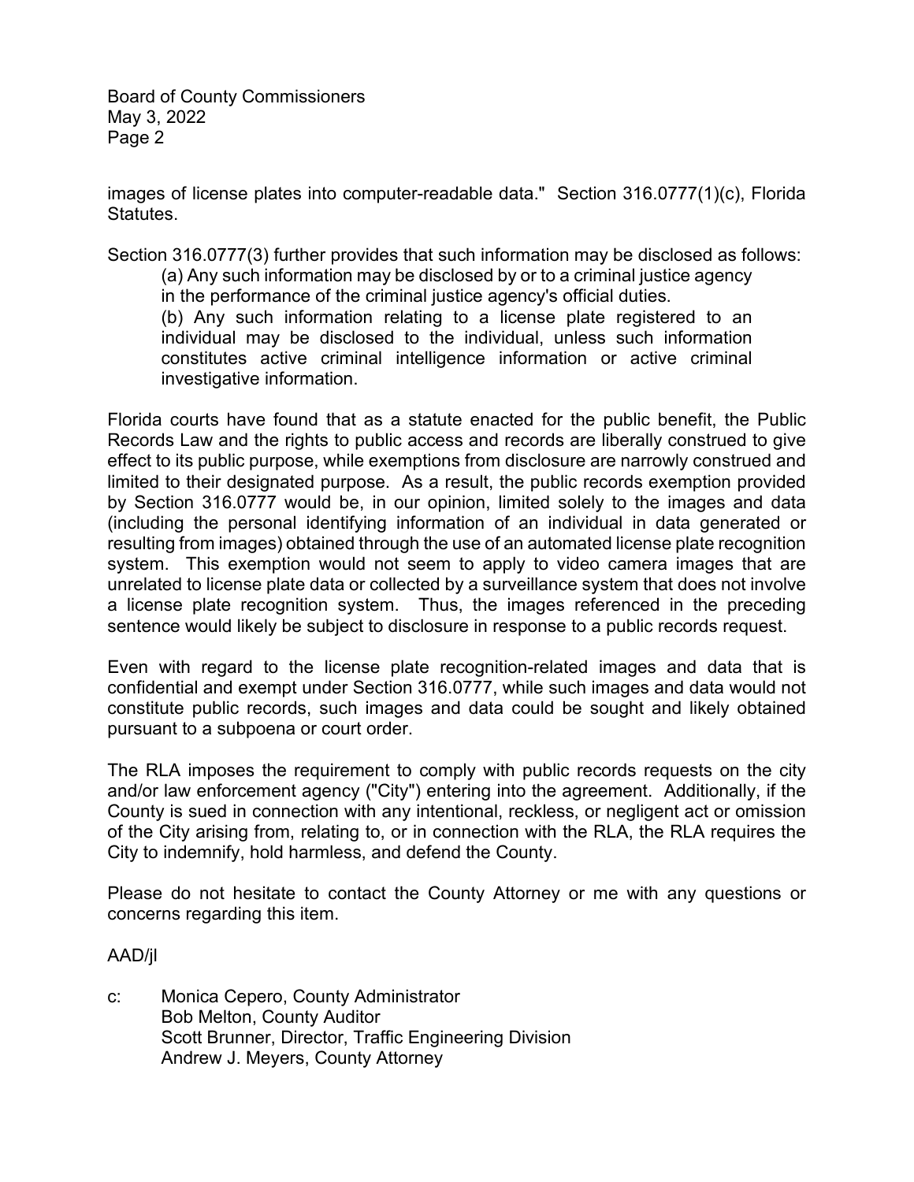images of license plates into computer-readable data." Section 316.0777(1)(c), Florida Statutes.

Section 316.0777(3) further provides that such information may be disclosed as follows:

> (a) Any such information may be disclosed by or to a criminal justice agency in the performance of the criminal justice agency's official duties.
>
> (b) Any such information relating to a license plate registered to an individual may be disclosed to the individual, unless such information constitutes active criminal intelligence information or active criminal investigative information.

Florida courts have found that as a statute enacted for the public benefit, the Public Records Law and the rights to public access and records are liberally construed to give effect to its public purpose, while exemptions from disclosure are narrowly construed and limited to their designated purpose. As a result, the public records exemption provided by Section 316.0777 would be, in our opinion, limited solely to the images and data (including the personal identifying information of an individual in data generated or resulting from images) obtained through the use of an automated license plate recognition system. This exemption would not seem to apply to video camera images that are unrelated to license plate data or collected by a surveillance system that does not involve a license plate recognition system. Thus, the images referenced in the preceding sentence would likely be subject to disclosure in response to a public records request.

Even with regard to the license plate recognition-related images and data that is confidential and exempt under Section 316.0777, while such images and data would not constitute public records, such images and data could be sought and likely obtained pursuant to a subpoena or court order.

The RLA imposes the requirement to comply with public records requests on the city and/or law enforcement agency ("City") entering into the agreement. Additionally, if the County is sued in connection with any intentional, reckless, or negligent act or omission of the City arising from, relating to, or in connection with the RLA, the RLA requires the City to indemnify, hold harmless, and defend the County.

Please do not hesitate to contact the County Attorney or me with any questions or concerns regarding this item.

AAD/jl

c: Monica Cepero, County Administrator
Bob Melton, County Auditor
Scott Brunner, Director, Traffic Engineering Division
Andrew J. Meyers, County Attorney